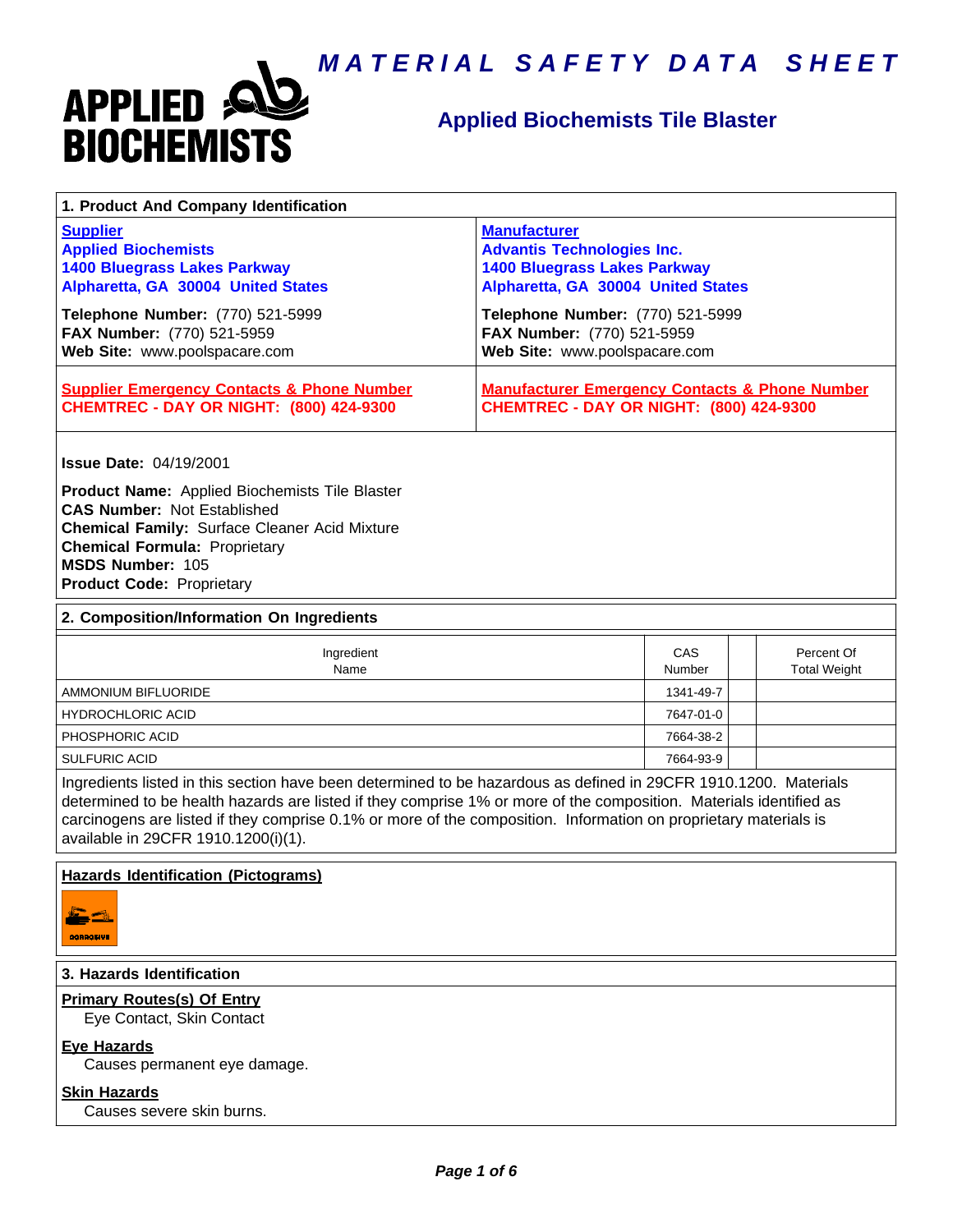# MATERIAL SAFETY DATA SHEET

## Applied Biochemists Tile Blaster

### 1. Product And Company Identification

| **Supplier** | **Manufacturer** |
| --- | --- |
| **Applied Biochemists**<br>**1400 Bluegrass Lakes Parkway**<br>**Alpharetta, GA 30004 United States** | **Advantis Technologies Inc.**<br>**1400 Bluegrass Lakes Parkway**<br>**Alpharetta, GA 30004 United States** |
| **Telephone Number:** (770) 521-5999<br>**FAX Number:** (770) 521-5959<br>**Web Site:** www.poolspacare.com | **Telephone Number:** (770) 521-5999<br>**FAX Number:** (770) 521-5959<br>**Web Site:** www.poolspacare.com |
| **Supplier Emergency Contacts & Phone Number**<br>**CHEMTREC - DAY OR NIGHT: (800) 424-9300** | **Manufacturer Emergency Contacts & Phone Number**<br>**CHEMTREC - DAY OR NIGHT: (800) 424-9300** |

**Issue Date:** 04/19/2001

**Product Name:** Applied Biochemists Tile Blaster
**CAS Number:** Not Established
**Chemical Family:** Surface Cleaner Acid Mixture
**Chemical Formula:** Proprietary
**MSDS Number:** 105
**Product Code:** Proprietary

### 2. Composition/Information On Ingredients

| Ingredient Name | CAS Number | | Percent Of Total Weight |
| --- | --- | --- | --- |
| AMMONIUM BIFLUORIDE | 1341-49-7 | | |
| HYDROCHLORIC ACID | 7647-01-0 | | |
| PHOSPHORIC ACID | 7664-38-2 | | |
| SULFURIC ACID | 7664-93-9 | | |

Ingredients listed in this section have been determined to be hazardous as defined in 29CFR 1910.1200. Materials determined to be health hazards are listed if they comprise 1% or more of the composition. Materials identified as carcinogens are listed if they comprise 0.1% or more of the composition. Information on proprietary materials is available in 29CFR 1910.1200(i)(1).

### Hazards Identification (Pictograms)

CORROSIVE

### 3. Hazards Identification

**Primary Routes(s) Of Entry**

Eye Contact, Skin Contact

**Eye Hazards**

Causes permanent eye damage.

**Skin Hazards**

Causes severe skin burns.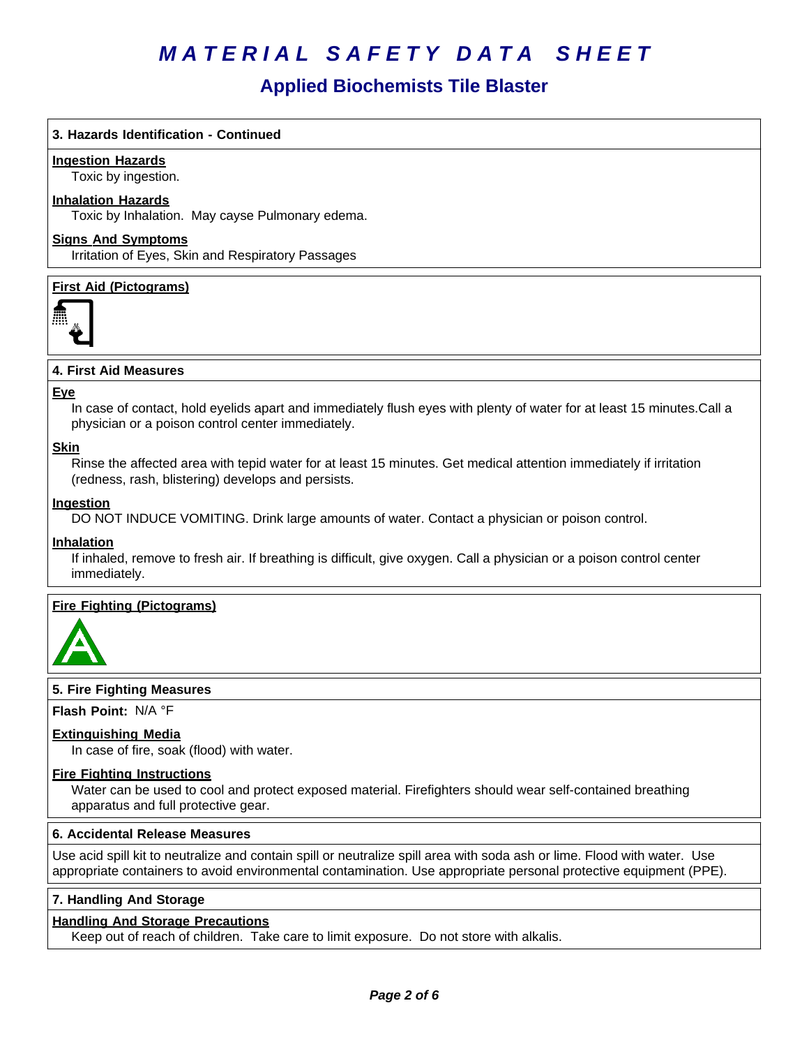# MATERIAL SAFETY DATA SHEET

## Applied Biochemists Tile Blaster

### 3. Hazards Identification - Continued

**Ingestion Hazards**

Toxic by ingestion.

**Inhalation Hazards**

Toxic by Inhalation. May cayse Pulmonary edema.

**Signs And Symptoms**

Irritation of Eyes, Skin and Respiratory Passages

**First Aid (Pictograms)**

### 4. First Aid Measures

**Eye**

In case of contact, hold eyelids apart and immediately flush eyes with plenty of water for at least 15 minutes.Call a physician or a poison control center immediately.

**Skin**

Rinse the affected area with tepid water for at least 15 minutes. Get medical attention immediately if irritation (redness, rash, blistering) develops and persists.

**Ingestion**

DO NOT INDUCE VOMITING. Drink large amounts of water. Contact a physician or poison control.

**Inhalation**

If inhaled, remove to fresh air. If breathing is difficult, give oxygen. Call a physician or a poison control center immediately.

**Fire Fighting (Pictograms)**

### 5. Fire Fighting Measures

**Flash Point:** N/A °F

**Extinguishing Media**

In case of fire, soak (flood) with water.

**Fire Fighting Instructions**

Water can be used to cool and protect exposed material. Firefighters should wear self-contained breathing apparatus and full protective gear.

### 6. Accidental Release Measures

Use acid spill kit to neutralize and contain spill or neutralize spill area with soda ash or lime. Flood with water. Use appropriate containers to avoid environmental contamination. Use appropriate personal protective equipment (PPE).

### 7. Handling And Storage

**Handling And Storage Precautions**

Keep out of reach of children. Take care to limit exposure. Do not store with alkalis.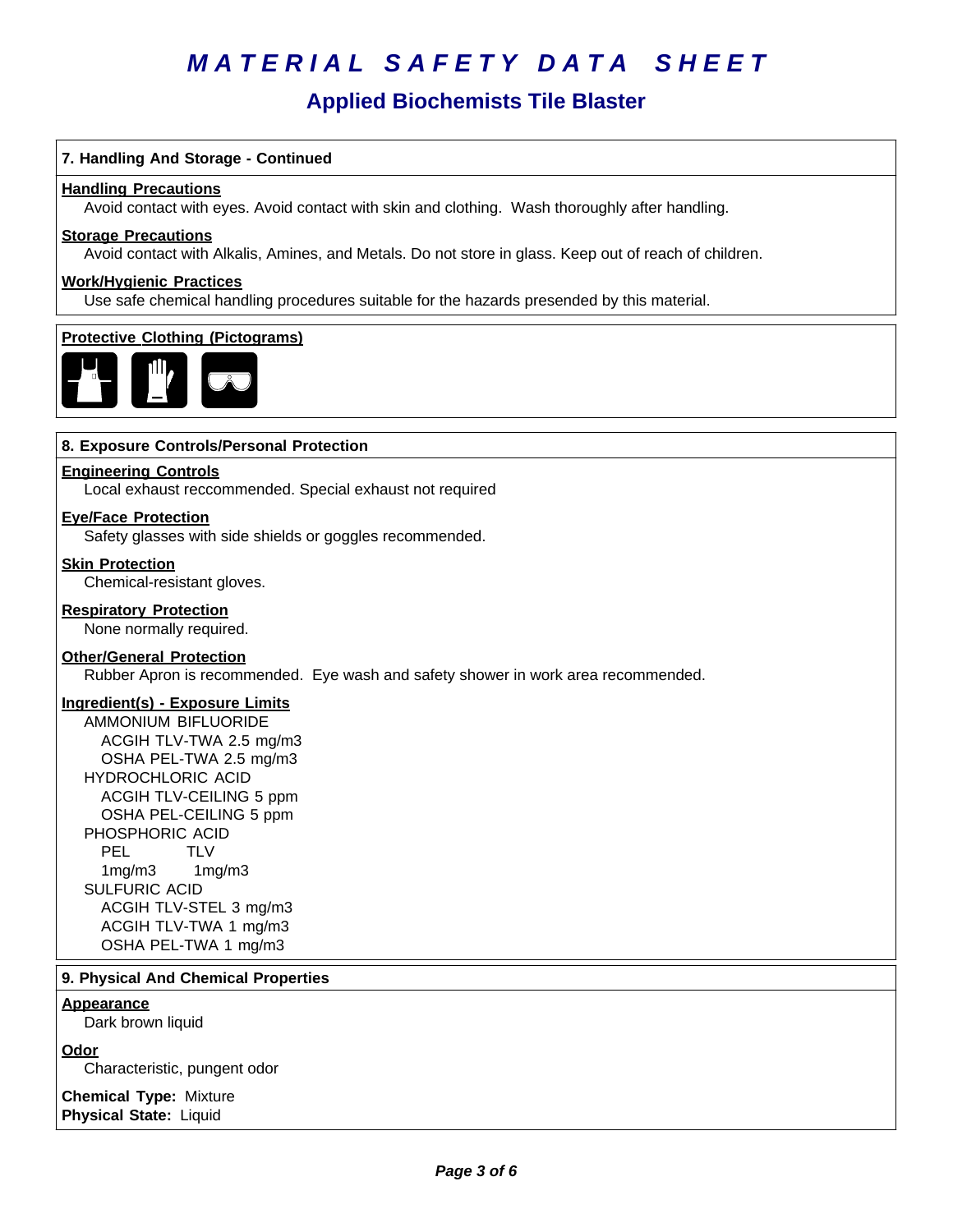# MATERIAL SAFETY DATA SHEET

## Applied Biochemists Tile Blaster

### 7. Handling And Storage - Continued

**Handling Precautions**

Avoid contact with eyes. Avoid contact with skin and clothing. Wash thoroughly after handling.

**Storage Precautions**

Avoid contact with Alkalis, Amines, and Metals. Do not store in glass. Keep out of reach of children.

**Work/Hygienic Practices**

Use safe chemical handling procedures suitable for the hazards presended by this material.

**Protective Clothing (Pictograms)**

### 8. Exposure Controls/Personal Protection

**Engineering Controls**

Local exhaust reccommended. Special exhaust not required

**Eye/Face Protection**

Safety glasses with side shields or goggles recommended.

**Skin Protection**

Chemical-resistant gloves.

**Respiratory Protection**

None normally required.

**Other/General Protection**

Rubber Apron is recommended. Eye wash and safety shower in work area recommended.

**Ingredient(s) - Exposure Limits**

AMMONIUM BIFLUORIDE
- ACGIH TLV-TWA 2.5 mg/m3
- OSHA PEL-TWA 2.5 mg/m3

HYDROCHLORIC ACID
- ACGIH TLV-CEILING 5 ppm
- OSHA PEL-CEILING 5 ppm

PHOSPHORIC ACID

| PEL | TLV |
|---|---|
| 1mg/m3 | 1mg/m3 |

SULFURIC ACID
- ACGIH TLV-STEL 3 mg/m3
- ACGIH TLV-TWA 1 mg/m3
- OSHA PEL-TWA 1 mg/m3

### 9. Physical And Chemical Properties

**Appearance**

Dark brown liquid

**Odor**

Characteristic, pungent odor

**Chemical Type:** Mixture
**Physical State:** Liquid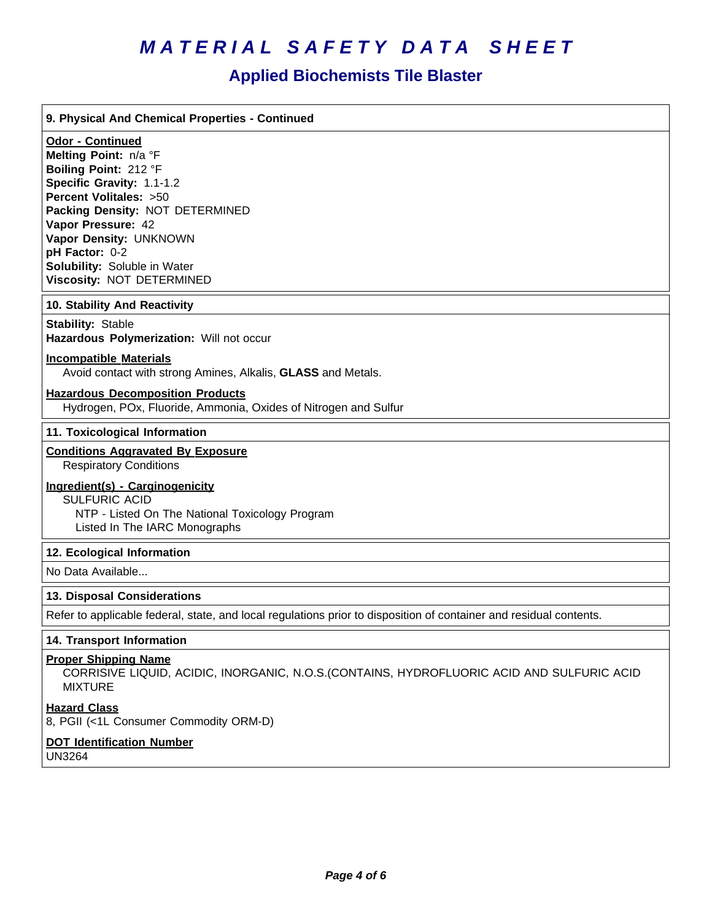# MATERIAL SAFETY DATA SHEET

## Applied Biochemists Tile Blaster

### 9. Physical And Chemical Properties - Continued

**Odor - Continued**

**Melting Point:** n/a °F
**Boiling Point:** 212 °F
**Specific Gravity:** 1.1-1.2
**Percent Volitales:** >50
**Packing Density:** NOT DETERMINED
**Vapor Pressure:** 42
**Vapor Density:** UNKNOWN
**pH Factor:** 0-2
**Solubility:** Soluble in Water
**Viscosity:** NOT DETERMINED

### 10. Stability And Reactivity

**Stability:** Stable
**Hazardous Polymerization:** Will not occur

**Incompatible Materials**

Avoid contact with strong Amines, Alkalis, **GLASS** and Metals.

**Hazardous Decomposition Products**

Hydrogen, POx, Fluoride, Ammonia, Oxides of Nitrogen and Sulfur

### 11. Toxicological Information

**Conditions Aggravated By Exposure**

Respiratory Conditions

**Ingredient(s) - Carginogenicity**

SULFURIC ACID
NTP - Listed On The National Toxicology Program
Listed In The IARC Monographs

### 12. Ecological Information

No Data Available...

### 13. Disposal Considerations

Refer to applicable federal, state, and local regulations prior to disposition of container and residual contents.

### 14. Transport Information

**Proper Shipping Name**

CORRISIVE LIQUID, ACIDIC, INORGANIC, N.O.S.(CONTAINS, HYDROFLUORIC ACID AND SULFURIC ACID MIXTURE

**Hazard Class**

8, PGII (<1L Consumer Commodity ORM-D)

**DOT Identification Number**

UN3264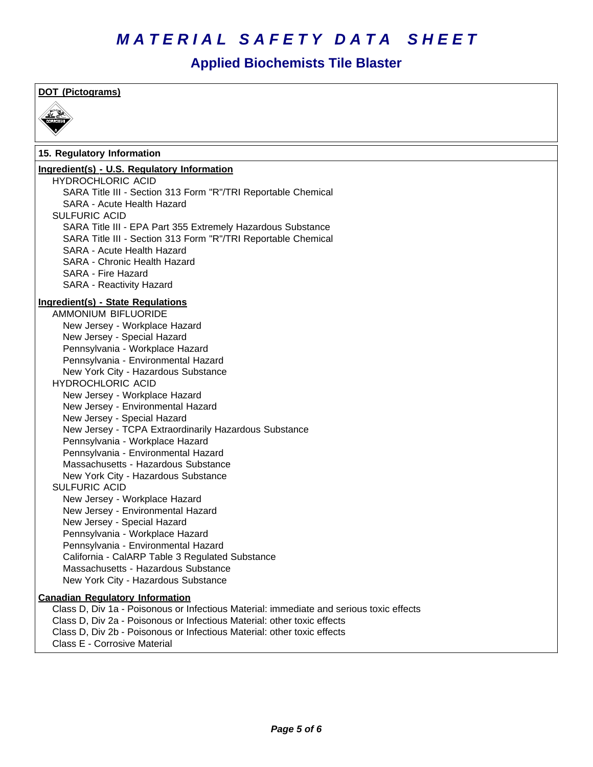# MATERIAL SAFETY DATA SHEET

## Applied Biochemists Tile Blaster

**DOT (Pictograms)**

**15. Regulatory Information**

**Ingredient(s) - U.S. Regulatory Information**

- HYDROCHLORIC ACID
  - SARA Title III - Section 313 Form "R"/TRI Reportable Chemical
  - SARA - Acute Health Hazard
- SULFURIC ACID
  - SARA Title III - EPA Part 355 Extremely Hazardous Substance
  - SARA Title III - Section 313 Form "R"/TRI Reportable Chemical
  - SARA - Acute Health Hazard
  - SARA - Chronic Health Hazard
  - SARA - Fire Hazard
  - SARA - Reactivity Hazard

**Ingredient(s) - State Regulations**

- AMMONIUM BIFLUORIDE
  - New Jersey - Workplace Hazard
  - New Jersey - Special Hazard
  - Pennsylvania - Workplace Hazard
  - Pennsylvania - Environmental Hazard
  - New York City - Hazardous Substance
- HYDROCHLORIC ACID
  - New Jersey - Workplace Hazard
  - New Jersey - Environmental Hazard
  - New Jersey - Special Hazard
  - New Jersey - TCPA Extraordinarily Hazardous Substance
  - Pennsylvania - Workplace Hazard
  - Pennsylvania - Environmental Hazard
  - Massachusetts - Hazardous Substance
  - New York City - Hazardous Substance
- SULFURIC ACID
  - New Jersey - Workplace Hazard
  - New Jersey - Environmental Hazard
  - New Jersey - Special Hazard
  - Pennsylvania - Workplace Hazard
  - Pennsylvania - Environmental Hazard
  - California - CalARP Table 3 Regulated Substance
  - Massachusetts - Hazardous Substance
  - New York City - Hazardous Substance

**Canadian Regulatory Information**

- Class D, Div 1a - Poisonous or Infectious Material: immediate and serious toxic effects
- Class D, Div 2a - Poisonous or Infectious Material: other toxic effects
- Class D, Div 2b - Poisonous or Infectious Material: other toxic effects
- Class E - Corrosive Material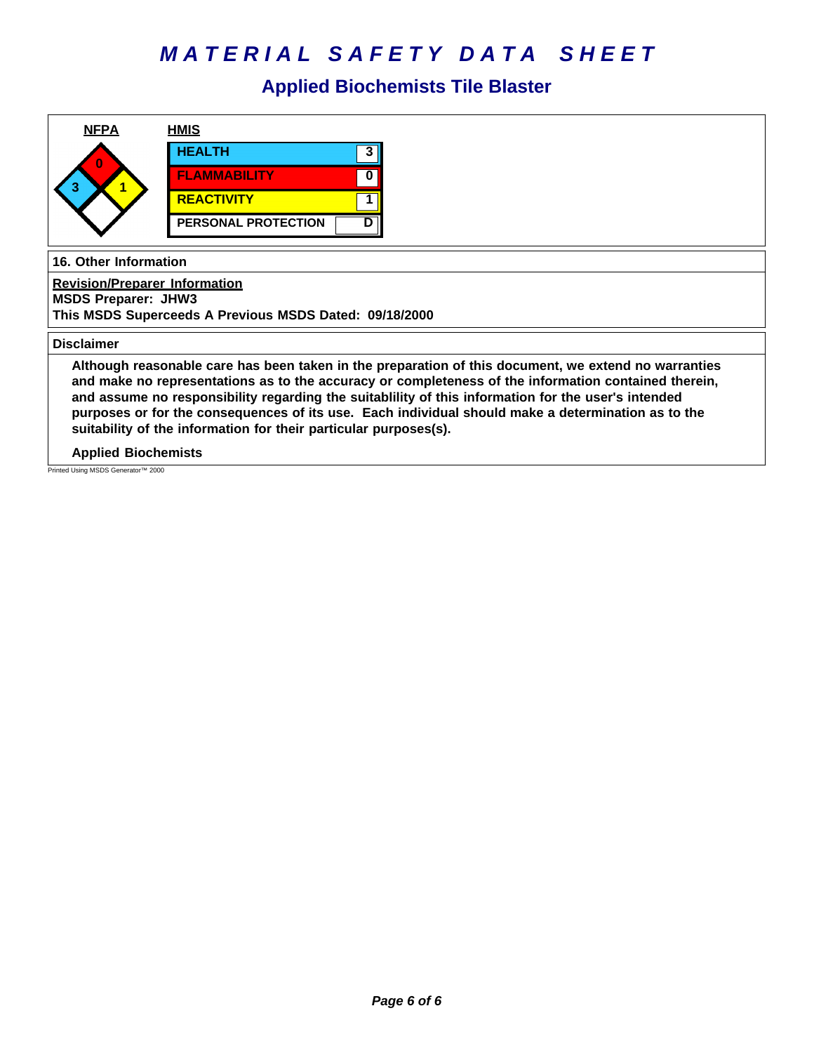# MATERIAL SAFETY DATA SHEET

## Applied Biochemists Tile Blaster

**NFPA**

0
3 1

**HMIS**

| | |
|---|---|
| HEALTH | 3 |
| FLAMMABILITY | 0 |
| REACTIVITY | 1 |
| PERSONAL PROTECTION | D |

### 16. Other Information

**Revision/Preparer Information**

**MSDS Preparer: JHW3**

**This MSDS Superceeds A Previous MSDS Dated: 09/18/2000**

### Disclaimer

**Although reasonable care has been taken in the preparation of this document, we extend no warranties and make no representations as to the accuracy or completeness of the information contained therein, and assume no responsibility regarding the suitablility of this information for the user's intended purposes or for the consequences of its use. Each individual should make a determination as to the suitability of the information for their particular purposes(s).**

**Applied Biochemists**

Printed Using MSDS Generator™ 2000